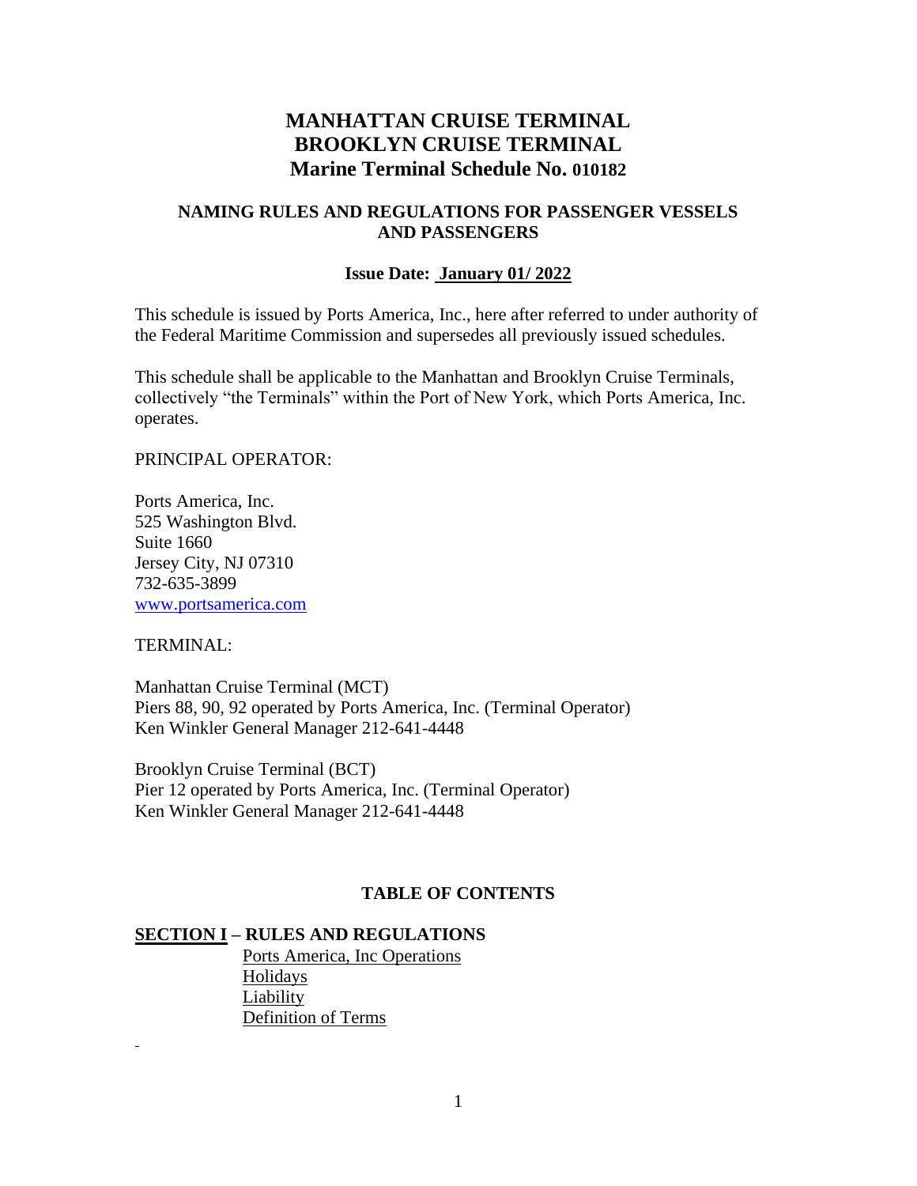# MANHATTAN CRUISE TERMINAL
# BROOKLYN CRUISE TERMINAL
# Marine Terminal Schedule No. 010182

## NAMING RULES AND REGULATIONS FOR PASSENGER VESSELS AND PASSENGERS

**Issue Date: January 01/ 2022**

This schedule is issued by Ports America, Inc., here after referred to under authority of the Federal Maritime Commission and supersedes all previously issued schedules.

This schedule shall be applicable to the Manhattan and Brooklyn Cruise Terminals, collectively "the Terminals" within the Port of New York, which Ports America, Inc. operates.

PRINCIPAL OPERATOR:

Ports America, Inc.
525 Washington Blvd.
Suite 1660
Jersey City, NJ 07310
732-635-3899
www.portsamerica.com

TERMINAL:

Manhattan Cruise Terminal (MCT)
Piers 88, 90, 92 operated by Ports America, Inc. (Terminal Operator)
Ken Winkler General Manager 212-641-4448

Brooklyn Cruise Terminal (BCT)
Pier 12 operated by Ports America, Inc. (Terminal Operator)
Ken Winkler General Manager 212-641-4448

## TABLE OF CONTENTS

**SECTION I – RULES AND REGULATIONS**

- Ports America, Inc Operations
- Holidays
- Liability
- Definition of Terms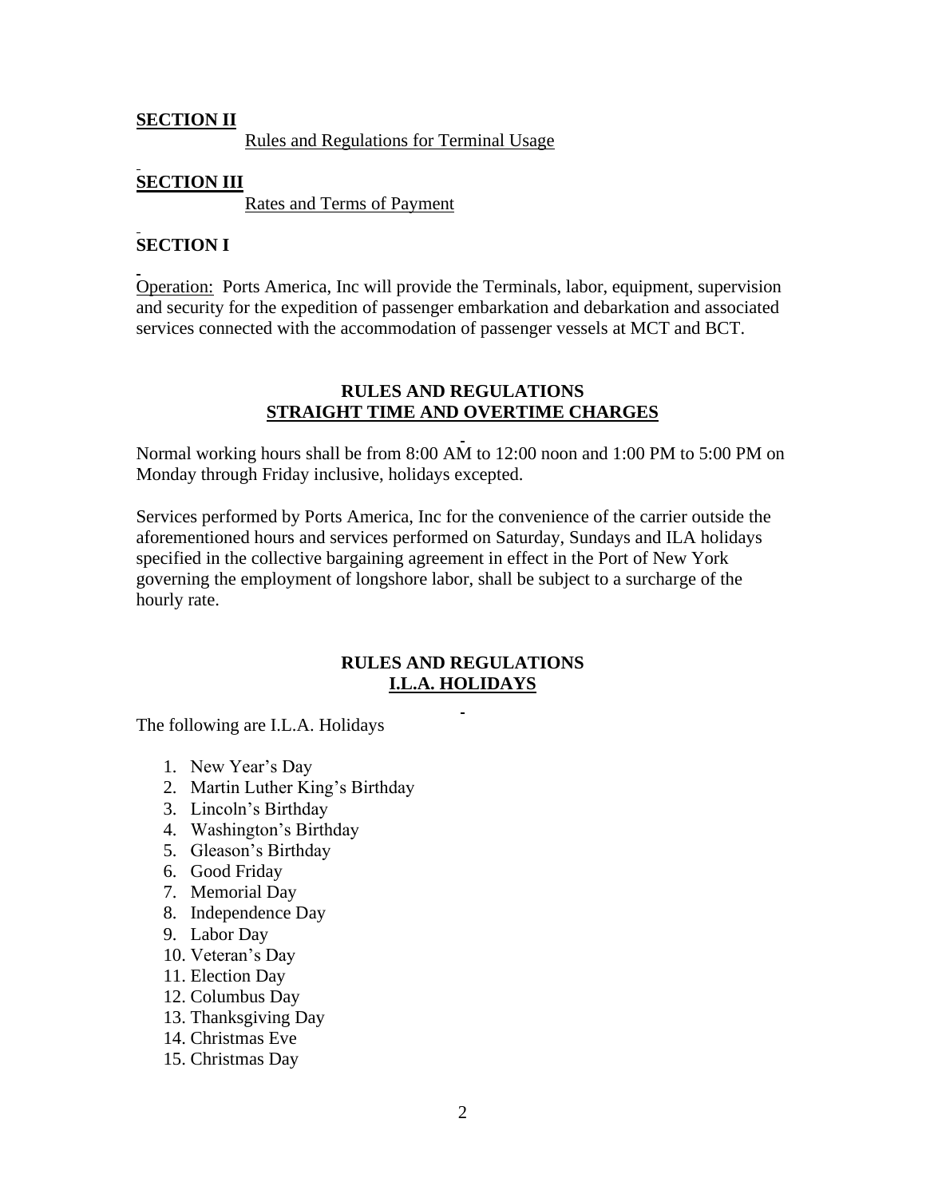**SECTION II**

Rules and Regulations for Terminal Usage

**SECTION III**

Rates and Terms of Payment

**SECTION I**

Operation: Ports America, Inc will provide the Terminals, labor, equipment, supervision and security for the expedition of passenger embarkation and debarkation and associated services connected with the accommodation of passenger vessels at MCT and BCT.

## RULES AND REGULATIONS
## STRAIGHT TIME AND OVERTIME CHARGES

Normal working hours shall be from 8:00 AM to 12:00 noon and 1:00 PM to 5:00 PM on Monday through Friday inclusive, holidays excepted.

Services performed by Ports America, Inc for the convenience of the carrier outside the aforementioned hours and services performed on Saturday, Sundays and ILA holidays specified in the collective bargaining agreement in effect in the Port of New York governing the employment of longshore labor, shall be subject to a surcharge of the hourly rate.

## RULES AND REGULATIONS
## I.L.A. HOLIDAYS

The following are I.L.A. Holidays

1. New Year's Day
2. Martin Luther King's Birthday
3. Lincoln's Birthday
4. Washington's Birthday
5. Gleason's Birthday
6. Good Friday
7. Memorial Day
8. Independence Day
9. Labor Day
10. Veteran's Day
11. Election Day
12. Columbus Day
13. Thanksgiving Day
14. Christmas Eve
15. Christmas Day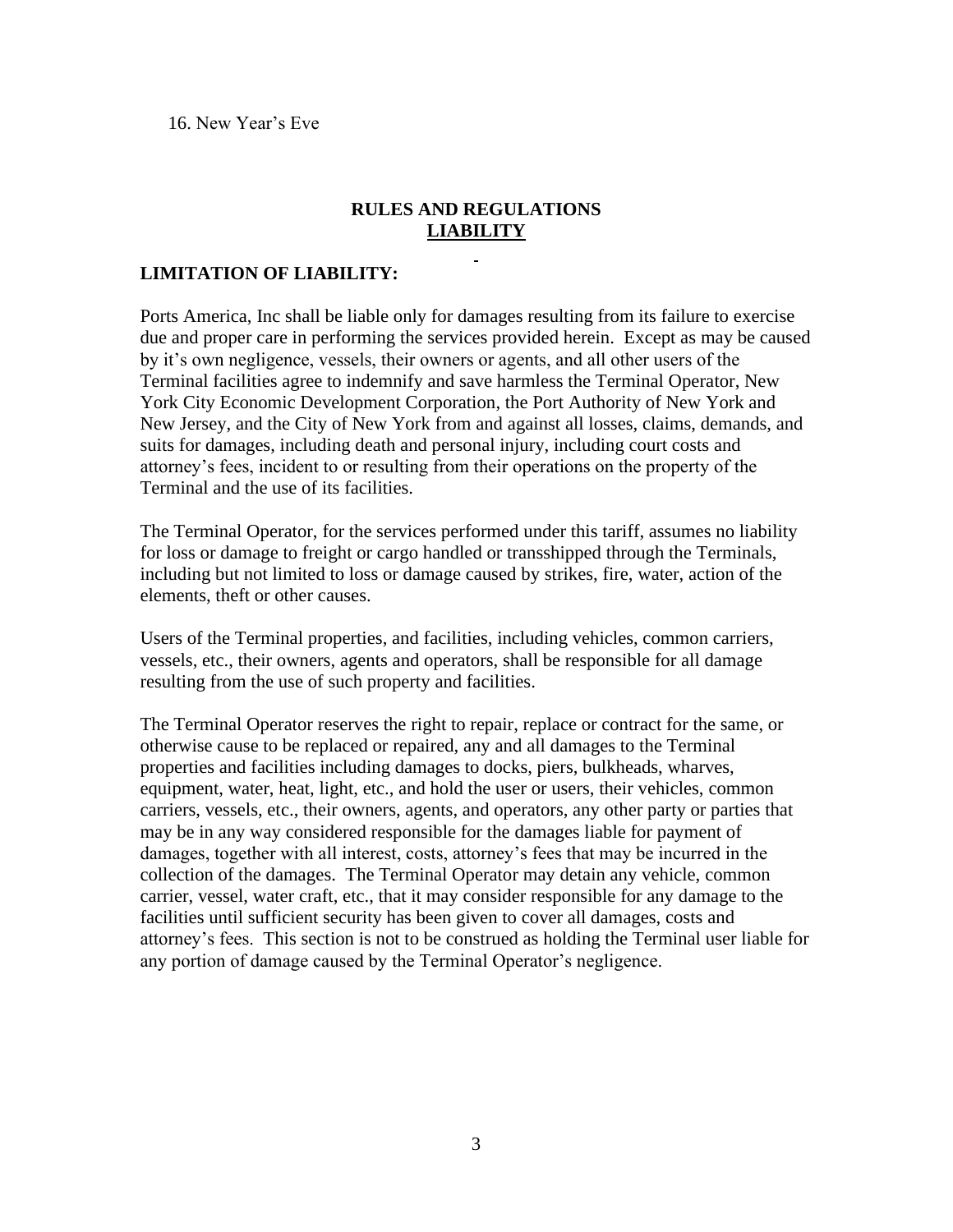16. New Year's Eve

## RULES AND REGULATIONS
## LIABILITY

**LIMITATION OF LIABILITY:**

Ports America, Inc shall be liable only for damages resulting from its failure to exercise due and proper care in performing the services provided herein. Except as may be caused by it's own negligence, vessels, their owners or agents, and all other users of the Terminal facilities agree to indemnify and save harmless the Terminal Operator, New York City Economic Development Corporation, the Port Authority of New York and New Jersey, and the City of New York from and against all losses, claims, demands, and suits for damages, including death and personal injury, including court costs and attorney's fees, incident to or resulting from their operations on the property of the Terminal and the use of its facilities.

The Terminal Operator, for the services performed under this tariff, assumes no liability for loss or damage to freight or cargo handled or transshipped through the Terminals, including but not limited to loss or damage caused by strikes, fire, water, action of the elements, theft or other causes.

Users of the Terminal properties, and facilities, including vehicles, common carriers, vessels, etc., their owners, agents and operators, shall be responsible for all damage resulting from the use of such property and facilities.

The Terminal Operator reserves the right to repair, replace or contract for the same, or otherwise cause to be replaced or repaired, any and all damages to the Terminal properties and facilities including damages to docks, piers, bulkheads, wharves, equipment, water, heat, light, etc., and hold the user or users, their vehicles, common carriers, vessels, etc., their owners, agents, and operators, any other party or parties that may be in any way considered responsible for the damages liable for payment of damages, together with all interest, costs, attorney's fees that may be incurred in the collection of the damages. The Terminal Operator may detain any vehicle, common carrier, vessel, water craft, etc., that it may consider responsible for any damage to the facilities until sufficient security has been given to cover all damages, costs and attorney's fees. This section is not to be construed as holding the Terminal user liable for any portion of damage caused by the Terminal Operator's negligence.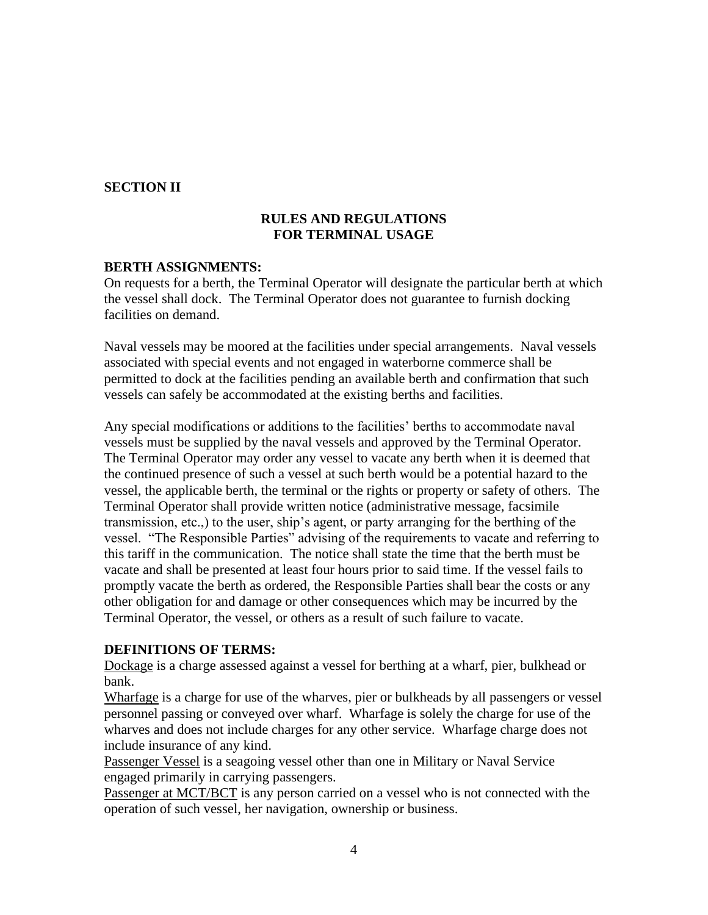## SECTION II

### RULES AND REGULATIONS FOR TERMINAL USAGE

**BERTH ASSIGNMENTS:**

On requests for a berth, the Terminal Operator will designate the particular berth at which the vessel shall dock. The Terminal Operator does not guarantee to furnish docking facilities on demand.

Naval vessels may be moored at the facilities under special arrangements. Naval vessels associated with special events and not engaged in waterborne commerce shall be permitted to dock at the facilities pending an available berth and confirmation that such vessels can safely be accommodated at the existing berths and facilities.

Any special modifications or additions to the facilities' berths to accommodate naval vessels must be supplied by the naval vessels and approved by the Terminal Operator. The Terminal Operator may order any vessel to vacate any berth when it is deemed that the continued presence of such a vessel at such berth would be a potential hazard to the vessel, the applicable berth, the terminal or the rights or property or safety of others. The Terminal Operator shall provide written notice (administrative message, facsimile transmission, etc.,) to the user, ship's agent, or party arranging for the berthing of the vessel. "The Responsible Parties" advising of the requirements to vacate and referring to this tariff in the communication. The notice shall state the time that the berth must be vacate and shall be presented at least four hours prior to said time. If the vessel fails to promptly vacate the berth as ordered, the Responsible Parties shall bear the costs or any other obligation for and damage or other consequences which may be incurred by the Terminal Operator, the vessel, or others as a result of such failure to vacate.

**DEFINITIONS OF TERMS:**

Dockage is a charge assessed against a vessel for berthing at a wharf, pier, bulkhead or bank.

Wharfage is a charge for use of the wharves, pier or bulkheads by all passengers or vessel personnel passing or conveyed over wharf. Wharfage is solely the charge for use of the wharves and does not include charges for any other service. Wharfage charge does not include insurance of any kind.

Passenger Vessel is a seagoing vessel other than one in Military or Naval Service engaged primarily in carrying passengers.

Passenger at MCT/BCT is any person carried on a vessel who is not connected with the operation of such vessel, her navigation, ownership or business.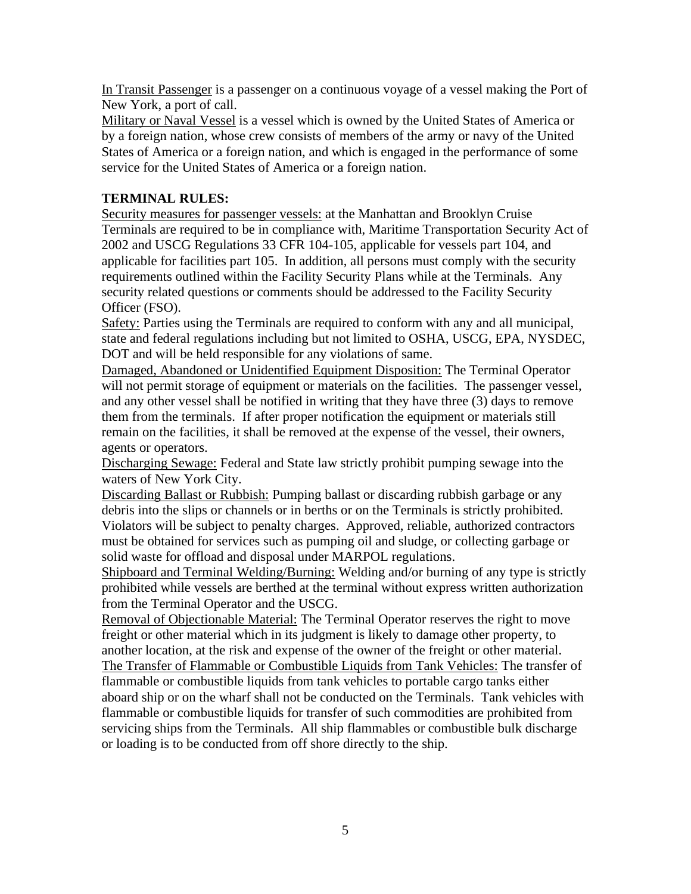<u>In Transit Passenger</u> is a passenger on a continuous voyage of a vessel making the Port of New York, a port of call.

<u>Military or Naval Vessel</u> is a vessel which is owned by the United States of America or by a foreign nation, whose crew consists of members of the army or navy of the United States of America or a foreign nation, and which is engaged in the performance of some service for the United States of America or a foreign nation.

**TERMINAL RULES:**

<u>Security measures for passenger vessels:</u> at the Manhattan and Brooklyn Cruise Terminals are required to be in compliance with, Maritime Transportation Security Act of 2002 and USCG Regulations 33 CFR 104-105, applicable for vessels part 104, and applicable for facilities part 105. In addition, all persons must comply with the security requirements outlined within the Facility Security Plans while at the Terminals. Any security related questions or comments should be addressed to the Facility Security Officer (FSO).

<u>Safety:</u> Parties using the Terminals are required to conform with any and all municipal, state and federal regulations including but not limited to OSHA, USCG, EPA, NYSDEC, DOT and will be held responsible for any violations of same.

<u>Damaged, Abandoned or Unidentified Equipment Disposition:</u> The Terminal Operator will not permit storage of equipment or materials on the facilities. The passenger vessel, and any other vessel shall be notified in writing that they have three (3) days to remove them from the terminals. If after proper notification the equipment or materials still remain on the facilities, it shall be removed at the expense of the vessel, their owners, agents or operators.

<u>Discharging Sewage:</u> Federal and State law strictly prohibit pumping sewage into the waters of New York City.

<u>Discarding Ballast or Rubbish:</u> Pumping ballast or discarding rubbish garbage or any debris into the slips or channels or in berths or on the Terminals is strictly prohibited. Violators will be subject to penalty charges. Approved, reliable, authorized contractors must be obtained for services such as pumping oil and sludge, or collecting garbage or solid waste for offload and disposal under MARPOL regulations.

<u>Shipboard and Terminal Welding/Burning:</u> Welding and/or burning of any type is strictly prohibited while vessels are berthed at the terminal without express written authorization from the Terminal Operator and the USCG.

<u>Removal of Objectionable Material:</u> The Terminal Operator reserves the right to move freight or other material which in its judgment is likely to damage other property, to another location, at the risk and expense of the owner of the freight or other material.

<u>The Transfer of Flammable or Combustible Liquids from Tank Vehicles:</u> The transfer of flammable or combustible liquids from tank vehicles to portable cargo tanks either aboard ship or on the wharf shall not be conducted on the Terminals. Tank vehicles with flammable or combustible liquids for transfer of such commodities are prohibited from servicing ships from the Terminals. All ship flammables or combustible bulk discharge or loading is to be conducted from off shore directly to the ship.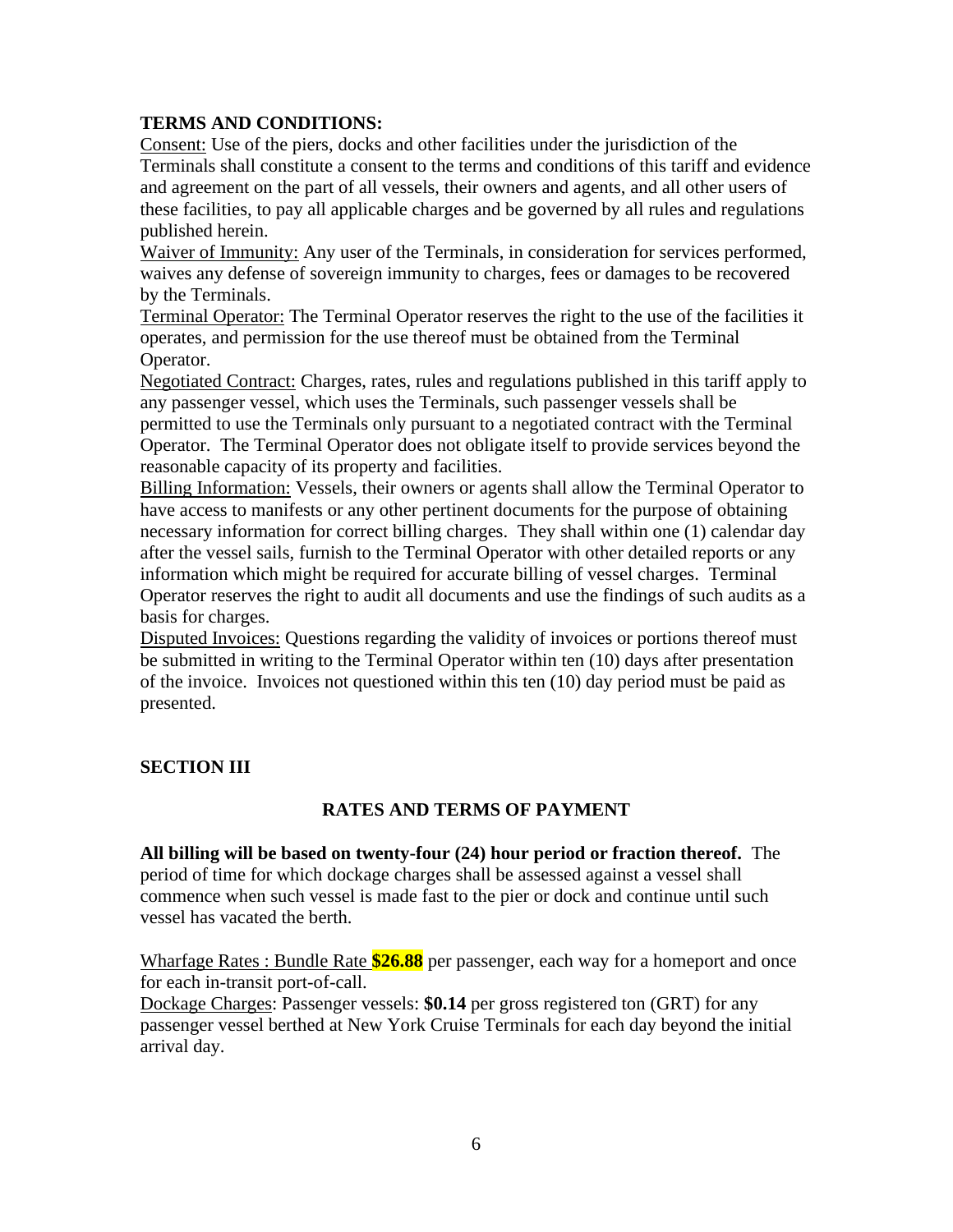**TERMS AND CONDITIONS:**

Consent: Use of the piers, docks and other facilities under the jurisdiction of the Terminals shall constitute a consent to the terms and conditions of this tariff and evidence and agreement on the part of all vessels, their owners and agents, and all other users of these facilities, to pay all applicable charges and be governed by all rules and regulations published herein.

Waiver of Immunity: Any user of the Terminals, in consideration for services performed, waives any defense of sovereign immunity to charges, fees or damages to be recovered by the Terminals.

Terminal Operator: The Terminal Operator reserves the right to the use of the facilities it operates, and permission for the use thereof must be obtained from the Terminal Operator.

Negotiated Contract: Charges, rates, rules and regulations published in this tariff apply to any passenger vessel, which uses the Terminals, such passenger vessels shall be permitted to use the Terminals only pursuant to a negotiated contract with the Terminal Operator. The Terminal Operator does not obligate itself to provide services beyond the reasonable capacity of its property and facilities.

Billing Information: Vessels, their owners or agents shall allow the Terminal Operator to have access to manifests or any other pertinent documents for the purpose of obtaining necessary information for correct billing charges. They shall within one (1) calendar day after the vessel sails, furnish to the Terminal Operator with other detailed reports or any information which might be required for accurate billing of vessel charges. Terminal Operator reserves the right to audit all documents and use the findings of such audits as a basis for charges.

Disputed Invoices: Questions regarding the validity of invoices or portions thereof must be submitted in writing to the Terminal Operator within ten (10) days after presentation of the invoice. Invoices not questioned within this ten (10) day period must be paid as presented.

## SECTION III

### RATES AND TERMS OF PAYMENT

**All billing will be based on twenty-four (24) hour period or fraction thereof.** The period of time for which dockage charges shall be assessed against a vessel shall commence when such vessel is made fast to the pier or dock and continue until such vessel has vacated the berth.

Wharfage Rates : Bundle Rate **$26.88** per passenger, each way for a homeport and once for each in-transit port-of-call.

Dockage Charges: Passenger vessels: **$0.14** per gross registered ton (GRT) for any passenger vessel berthed at New York Cruise Terminals for each day beyond the initial arrival day.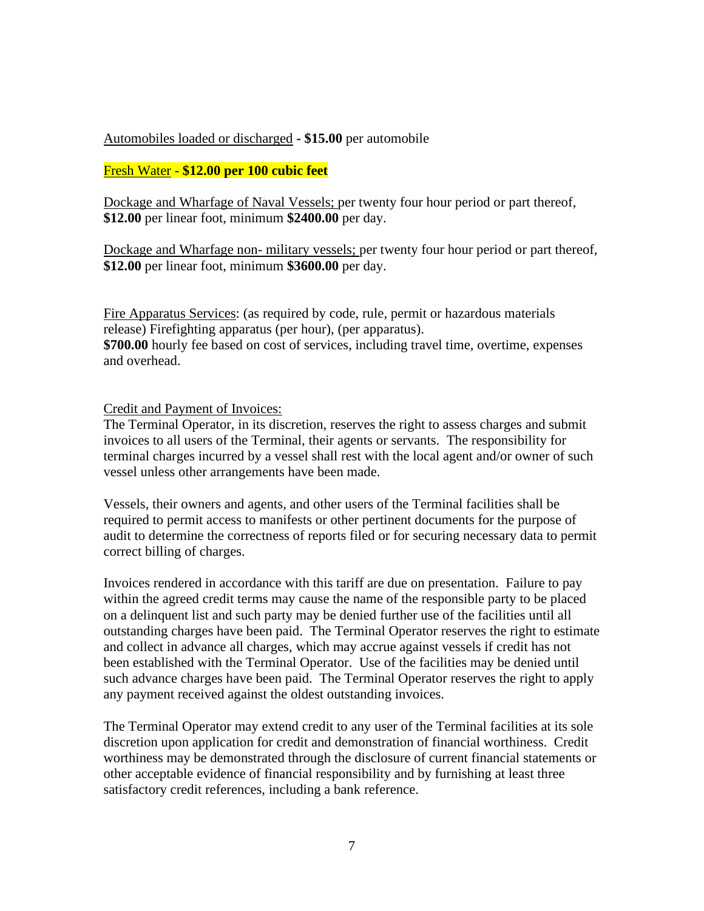Automobiles loaded or discharged - **$15.00** per automobile

Fresh Water - **$12.00 per 100 cubic feet**

Dockage and Wharfage of Naval Vessels; per twenty four hour period or part thereof, **$12.00** per linear foot, minimum **$2400.00** per day.

Dockage and Wharfage non- military vessels; per twenty four hour period or part thereof, **$12.00** per linear foot, minimum **$3600.00** per day.

Fire Apparatus Services: (as required by code, rule, permit or hazardous materials release) Firefighting apparatus (per hour), (per apparatus).
**$700.00** hourly fee based on cost of services, including travel time, overtime, expenses and overhead.

Credit and Payment of Invoices:
The Terminal Operator, in its discretion, reserves the right to assess charges and submit invoices to all users of the Terminal, their agents or servants. The responsibility for terminal charges incurred by a vessel shall rest with the local agent and/or owner of such vessel unless other arrangements have been made.

Vessels, their owners and agents, and other users of the Terminal facilities shall be required to permit access to manifests or other pertinent documents for the purpose of audit to determine the correctness of reports filed or for securing necessary data to permit correct billing of charges.

Invoices rendered in accordance with this tariff are due on presentation. Failure to pay within the agreed credit terms may cause the name of the responsible party to be placed on a delinquent list and such party may be denied further use of the facilities until all outstanding charges have been paid. The Terminal Operator reserves the right to estimate and collect in advance all charges, which may accrue against vessels if credit has not been established with the Terminal Operator. Use of the facilities may be denied until such advance charges have been paid. The Terminal Operator reserves the right to apply any payment received against the oldest outstanding invoices.

The Terminal Operator may extend credit to any user of the Terminal facilities at its sole discretion upon application for credit and demonstration of financial worthiness. Credit worthiness may be demonstrated through the disclosure of current financial statements or other acceptable evidence of financial responsibility and by furnishing at least three satisfactory credit references, including a bank reference.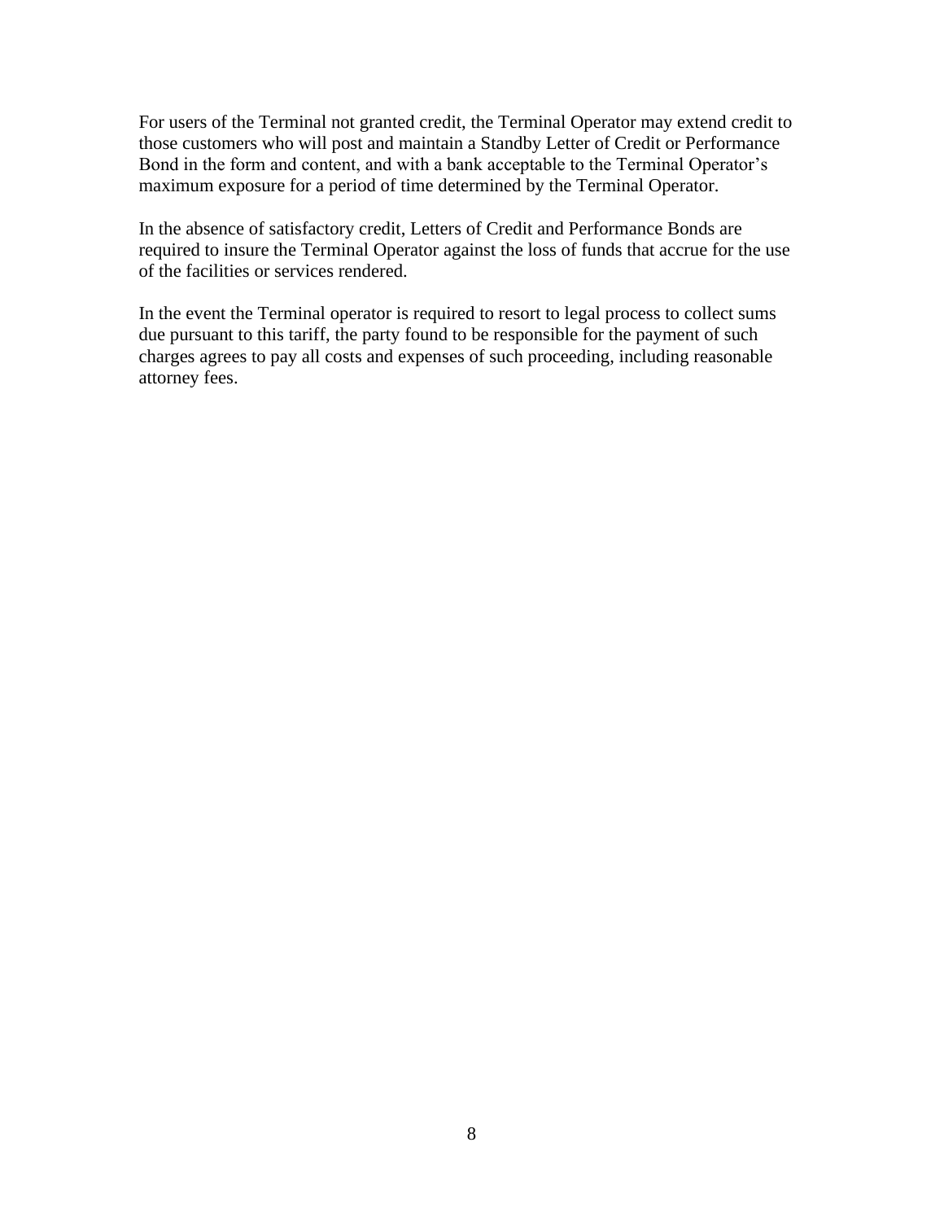For users of the Terminal not granted credit, the Terminal Operator may extend credit to those customers who will post and maintain a Standby Letter of Credit or Performance Bond in the form and content, and with a bank acceptable to the Terminal Operator's maximum exposure for a period of time determined by the Terminal Operator.

In the absence of satisfactory credit, Letters of Credit and Performance Bonds are required to insure the Terminal Operator against the loss of funds that accrue for the use of the facilities or services rendered.

In the event the Terminal operator is required to resort to legal process to collect sums due pursuant to this tariff, the party found to be responsible for the payment of such charges agrees to pay all costs and expenses of such proceeding, including reasonable attorney fees.